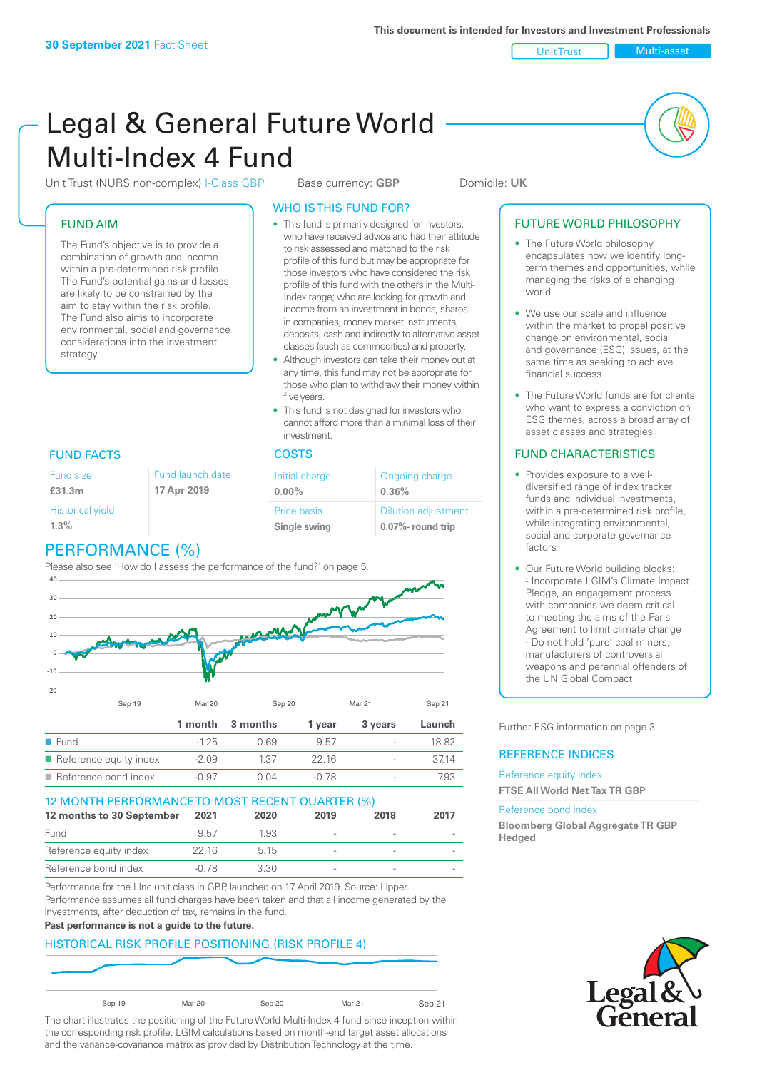**30 September 2021** Fact Sheet

**This document is intended for Investors and Investment Professionals**

Unit Trust | Multi-asset

# Legal & General Future World Multi-Index 4 Fund

Unit Trust (NURS non-complex) I-Class GBP    Base currency: **GBP**    Domicile: **UK**

## FUND AIM

The Fund's objective is to provide a combination of growth and income within a pre-determined risk profile. The Fund's potential gains and losses are likely to be constrained by the aim to stay within the risk profile. The Fund also aims to incorporate environmental, social and governance considerations into the investment strategy.

## WHO IS THIS FUND FOR?

- This fund is primarily designed for investors: who have received advice and had their attitude to risk assessed and matched to the risk profile of this fund but may be appropriate for those investors who have considered the risk profile of this fund with the others in the Multi-Index range; who are looking for growth and income from an investment in bonds, shares in companies, money market instruments, deposits, cash and indirectly to alternative asset classes (such as commodities) and property.
- Although investors can take their money out at any time, this fund may not be appropriate for those who plan to withdraw their money within five years.
- This fund is not designed for investors who cannot afford more than a minimal loss of their investment.

## FUND FACTS

| Fund size | Fund launch date |
|---|---|
| **£31.3m** | **17 Apr 2019** |
| Historical yield | |
| **1.3%** | |

## COSTS

| Initial charge | Ongoing charge |
|---|---|
| **0.00%** | **0.36%** |
| Price basis | Dilution adjustment |
| **Single swing** | **0.07%- round trip** |

## PERFORMANCE (%)

Please also see 'How do I assess the performance of the fund?' on page 5.

| | 1 month | 3 months | 1 year | 3 years | Launch |
|---|---|---|---|---|---|
| Fund | -1.25 | 0.69 | 9.57 | - | 18.82 |
| Reference equity index | -2.09 | 1.37 | 22.16 | - | 37.14 |
| Reference bond index | -0.97 | 0.04 | -0.78 | - | 7.93 |

## 12 MONTH PERFORMANCE TO MOST RECENT QUARTER (%)

| 12 months to 30 September | 2021 | 2020 | 2019 | 2018 | 2017 |
|---|---|---|---|---|---|
| Fund | 9.57 | 1.93 | - | - | - |
| Reference equity index | 22.16 | 5.15 | - | - | - |
| Reference bond index | -0.78 | 3.30 | - | - | - |

Performance for the I Inc unit class in GBP, launched on 17 April 2019. Source: Lipper. Performance assumes all fund charges have been taken and that all income generated by the investments, after deduction of tax, remains in the fund.

**Past performance is not a guide to the future.**

## HISTORICAL RISK PROFILE POSITIONING (RISK PROFILE 4)

The chart illustrates the positioning of the Future World Multi-Index 4 fund since inception within the corresponding risk profile. LGIM calculations based on month-end target asset allocations and the variance-covariance matrix as provided by Distribution Technology at the time.

## FUTURE WORLD PHILOSOPHY

- The Future World philosophy encapsulates how we identify long-term themes and opportunities, while managing the risks of a changing world
- We use our scale and influence within the market to propel positive change on environmental, social and governance (ESG) issues, at the same time as seeking to achieve financial success
- The Future World funds are for clients who want to express a conviction on ESG themes, across a broad array of asset classes and strategies

## FUND CHARACTERISTICS

- Provides exposure to a well-diversified range of index tracker funds and individual investments, within a pre-determined risk profile, while integrating environmental, social and corporate governance factors
- Our Future World building blocks:
  - Incorporate LGIM's Climate Impact Pledge, an engagement process with companies we deem critical to meeting the aims of the Paris Agreement to limit climate change
  - Do not hold 'pure' coal miners, manufacturers of controversial weapons and perennial offenders of the UN Global Compact

Further ESG information on page 3

## REFERENCE INDICES

Reference equity index
**FTSE All World Net Tax TR GBP**

Reference bond index
**Bloomberg Global Aggregate TR GBP Hedged**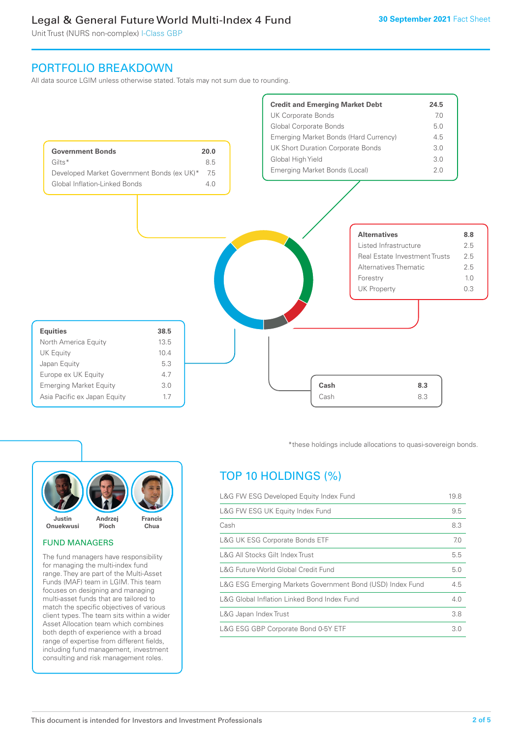# Legal & General Future World Multi-Index 4 Fund

Unit Trust (NURS non-complex) I-Class GBP

30 September 2021 Fact Sheet

## PORTFOLIO BREAKDOWN

All data source LGIM unless otherwise stated. Totals may not sum due to rounding.

| Government Bonds | 20.0 |
|---|---|
| Gilts* | 8.5 |
| Developed Market Government Bonds (ex UK)* | 7.5 |
| Global Inflation-Linked Bonds | 4.0 |

| Credit and Emerging Market Debt | 24.5 |
|---|---|
| UK Corporate Bonds | 7.0 |
| Global Corporate Bonds | 5.0 |
| Emerging Market Bonds (Hard Currency) | 4.5 |
| UK Short Duration Corporate Bonds | 3.0 |
| Global High Yield | 3.0 |
| Emerging Market Bonds (Local) | 2.0 |

| Alternatives | 8.8 |
|---|---|
| Listed Infrastructure | 2.5 |
| Real Estate Investment Trusts | 2.5 |
| Alternatives Thematic | 2.5 |
| Forestry | 1.0 |
| UK Property | 0.3 |

| Equities | 38.5 |
|---|---|
| North America Equity | 13.5 |
| UK Equity | 10.4 |
| Japan Equity | 5.3 |
| Europe ex UK Equity | 4.7 |
| Emerging Market Equity | 3.0 |
| Asia Pacific ex Japan Equity | 1.7 |

| Cash | 8.3 |
|---|---|
| Cash | 8.3 |

*these holdings include allocations to quasi-sovereign bonds.

Justin Onuekwusi, Andrzej Pioch, Francis Chua

### FUND MANAGERS

The fund managers have responsibility for managing the multi-index fund range. They are part of the Multi-Asset Funds (MAF) team in LGIM. This team focuses on designing and managing multi-asset funds that are tailored to match the specific objectives of various client types. The team sits within a wider Asset Allocation team which combines both depth of experience with a broad range of expertise from different fields, including fund management, investment consulting and risk management roles.

## TOP 10 HOLDINGS (%)

| Holding | % |
|---|---|
| L&G FW ESG Developed Equity Index Fund | 19.8 |
| L&G FW ESG UK Equity Index Fund | 9.5 |
| Cash | 8.3 |
| L&G UK ESG Corporate Bonds ETF | 7.0 |
| L&G All Stocks Gilt Index Trust | 5.5 |
| L&G Future World Global Credit Fund | 5.0 |
| L&G ESG Emerging Markets Government Bond (USD) Index Fund | 4.5 |
| L&G Global Inflation Linked Bond Index Fund | 4.0 |
| L&G Japan Index Trust | 3.8 |
| L&G ESG GBP Corporate Bond 0-5Y ETF | 3.0 |

This document is intended for Investors and Investment Professionals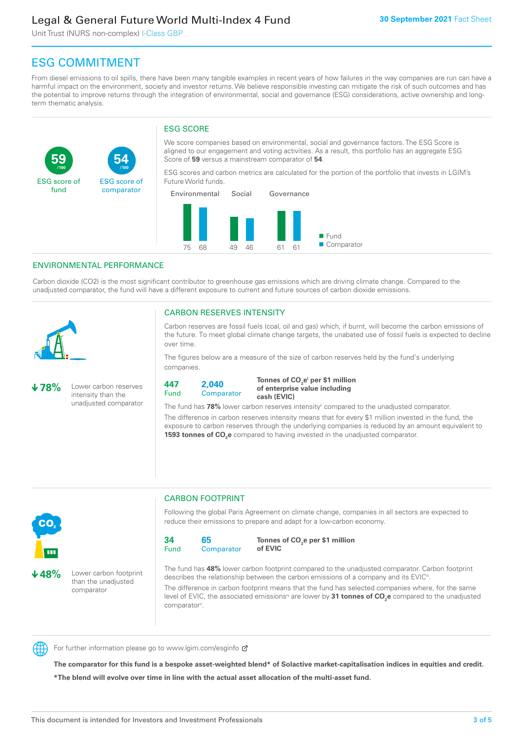Legal & General Future World Multi-Index 4 Fund

Unit Trust (NURS non-complex) I-Class GBP

**30 September 2021** Fact Sheet

# ESG COMMITMENT

From diesel emissions to oil spills, there have been many tangible examples in recent years of how failures in the way companies are run can have a harmful impact on the environment, society and investor returns. We believe responsible investing can mitigate the risk of such outcomes and has the potential to improve returns through the integration of environmental, social and governance (ESG) considerations, active ownership and long-term thematic analysis.

**59** /100 ESG score of fund

**54** /100 ESG score of comparator

## ESG SCORE

We score companies based on environmental, social and governance factors. The ESG Score is aligned to our engagement and voting activities. As a result, this portfolio has an aggregate ESG Score of **59** versus a mainstream comparator of **54**.

ESG scores and carbon metrics are calculated for the portion of the portfolio that invests in LGIM's Future World funds.

| | Environmental | Social | Governance |
|---|---|---|---|
| Fund | 75 | 49 | 61 |
| Comparator | 68 | 46 | 61 |

## ENVIRONMENTAL PERFORMANCE

Carbon dioxide (CO2) is the most significant contributor to greenhouse gas emissions which are driving climate change. Compared to the unadjusted comparator, the fund will have a different exposure to current and future sources of carbon dioxide emissions.

### CARBON RESERVES INTENSITY

**↓78%** Lower carbon reserves intensity than the unadjusted comparator

Carbon reserves are fossil fuels (coal, oil and gas) which, if burnt, will become the carbon emissions of the future. To meet global climate change targets, the unabated use of fossil fuels is expected to decline over time.

The figures below are a measure of the size of carbon reserves held by the fund's underlying companies.

**447** Fund | **2,040** Comparator | **Tonnes of $CO_2e$[i] per $1 million of enterprise value including cash (EVIC)**

The fund has **78%** lower carbon reserves intensity[ii] compared to the unadjusted comparator.

The difference in carbon reserves intensity means that for every $1 million invested in the fund, the exposure to carbon reserves through the underlying companies is reduced by an amount equivalent to **1593 tonnes of $CO_2e$** compared to having invested in the unadjusted comparator.

### CARBON FOOTPRINT

**↓48%** Lower carbon footprint than the unadjusted comparator

Following the global Paris Agreement on climate change, companies in all sectors are expected to reduce their emissions to prepare and adapt for a low-carbon economy.

**34** Fund | **65** Comparator | **Tonnes of $CO_2e$ per $1 million of EVIC**

The fund has **48%** lower carbon footprint compared to the unadjusted comparator. Carbon footprint describes the relationship between the carbon emissions of a company and its EVIC[iii].

The difference in carbon footprint means that the fund has selected companies where, for the same level of EVIC, the associated emissions[iv] are lower by **31 tonnes of $CO_2e$** compared to the unadjusted comparator[v].

For further information please go to www.lgim.com/esginfo

**The comparator for this fund is a bespoke asset-weighted blend* of Solactive market-capitalisation indices in equities and credit.**

***The blend will evolve over time in line with the actual asset allocation of the multi-asset fund.**

This document is intended for Investors and Investment Professionals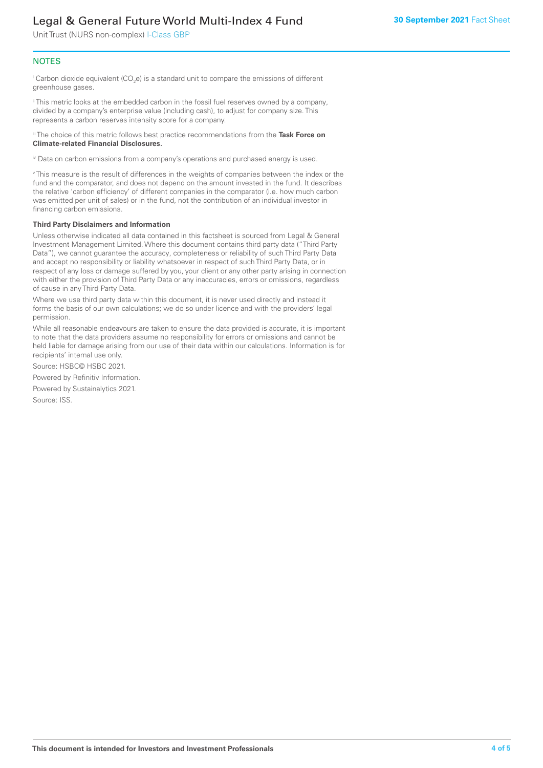## NOTES

[i] Carbon dioxide equivalent ($CO_2e$) is a standard unit to compare the emissions of different greenhouse gases.

[ii] This metric looks at the embedded carbon in the fossil fuel reserves owned by a company, divided by a company's enterprise value (including cash), to adjust for company size. This represents a carbon reserves intensity score for a company.

[iii] The choice of this metric follows best practice recommendations from the **Task Force on Climate-related Financial Disclosures.**

[iv] Data on carbon emissions from a company's operations and purchased energy is used.

[v] This measure is the result of differences in the weights of companies between the index or the fund and the comparator, and does not depend on the amount invested in the fund. It describes the relative 'carbon efficiency' of different companies in the comparator (i.e. how much carbon was emitted per unit of sales) or in the fund, not the contribution of an individual investor in financing carbon emissions.

**Third Party Disclaimers and Information**

Unless otherwise indicated all data contained in this factsheet is sourced from Legal & General Investment Management Limited. Where this document contains third party data ("Third Party Data"), we cannot guarantee the accuracy, completeness or reliability of such Third Party Data and accept no responsibility or liability whatsoever in respect of such Third Party Data, or in respect of any loss or damage suffered by you, your client or any other party arising in connection with either the provision of Third Party Data or any inaccuracies, errors or omissions, regardless of cause in any Third Party Data.

Where we use third party data within this document, it is never used directly and instead it forms the basis of our own calculations; we do so under licence and with the providers' legal permission.

While all reasonable endeavours are taken to ensure the data provided is accurate, it is important to note that the data providers assume no responsibility for errors or omissions and cannot be held liable for damage arising from our use of their data within our calculations. Information is for recipients' internal use only.

Source: HSBC© HSBC 2021.

Powered by Refinitiv Information.

Powered by Sustainalytics 2021.

Source: ISS.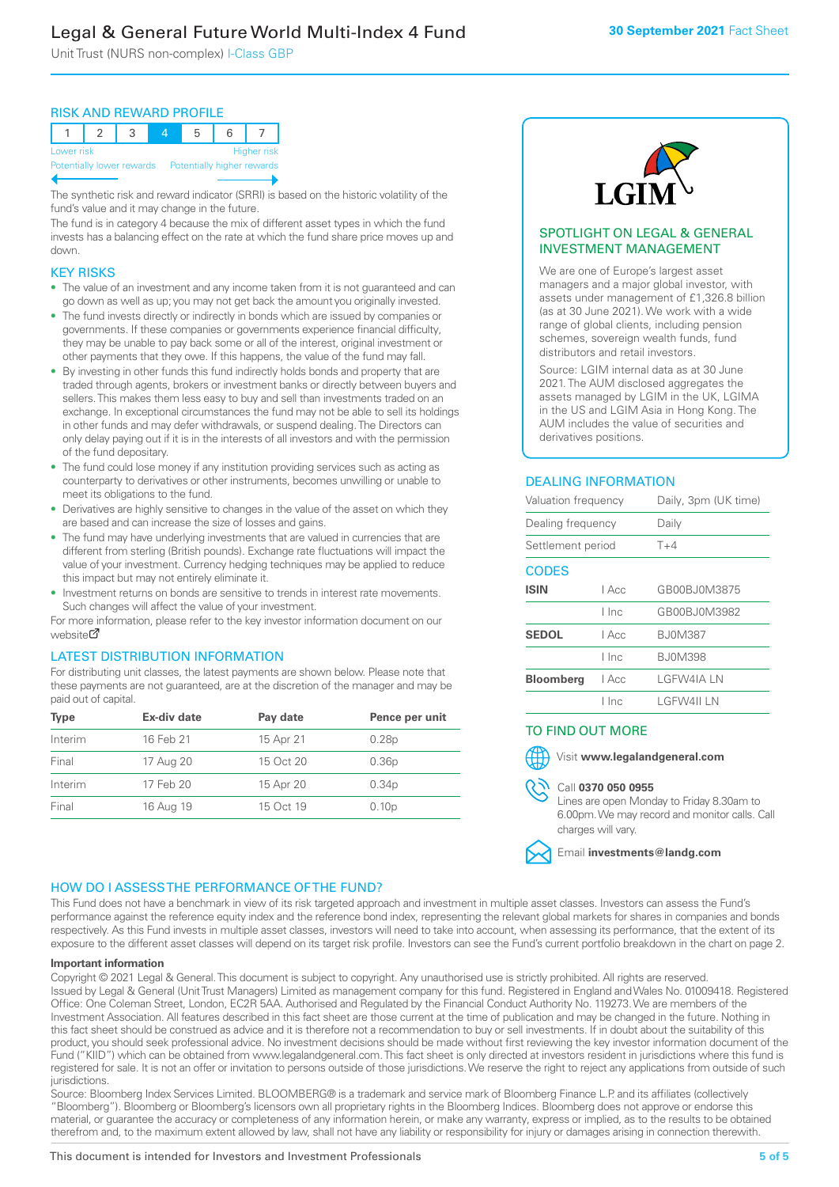# Legal & General Future World Multi-Index 4 Fund

Unit Trust (NURS non-complex) I-Class GBP

30 September 2021 Fact Sheet

## RISK AND REWARD PROFILE

| 1 | 2 | 3 | 4 | 5 | 6 | 7 |
|---|---|---|---|---|---|---|

Lower risk — Higher risk

Potentially lower rewards — Potentially higher rewards

The synthetic risk and reward indicator (SRRI) is based on the historic volatility of the fund's value and it may change in the future.

The fund is in category 4 because the mix of different asset types in which the fund invests has a balancing effect on the rate at which the fund share price moves up and down.

## KEY RISKS

- The value of an investment and any income taken from it is not guaranteed and can go down as well as up; you may not get back the amount you originally invested.
- The fund invests directly or indirectly in bonds which are issued by companies or governments. If these companies or governments experience financial difficulty, they may be unable to pay back some or all of the interest, original investment or other payments that they owe. If this happens, the value of the fund may fall.
- By investing in other funds this fund indirectly holds bonds and property that are traded through agents, brokers or investment banks or directly between buyers and sellers. This makes them less easy to buy and sell than investments traded on an exchange. In exceptional circumstances the fund may not be able to sell its holdings in other funds and may defer withdrawals, or suspend dealing. The Directors can only delay paying out if it is in the interests of all investors and with the permission of the fund depositary.
- The fund could lose money if any institution providing services such as acting as counterparty to derivatives or other instruments, becomes unwilling or unable to meet its obligations to the fund.
- Derivatives are highly sensitive to changes in the value of the asset on which they are based and can increase the size of losses and gains.
- The fund may have underlying investments that are valued in currencies that are different from sterling (British pounds). Exchange rate fluctuations will impact the value of your investment. Currency hedging techniques may be applied to reduce this impact but may not entirely eliminate it.
- Investment returns on bonds are sensitive to trends in interest rate movements. Such changes will affect the value of your investment.

For more information, please refer to the key investor information document on our website

## LATEST DISTRIBUTION INFORMATION

For distributing unit classes, the latest payments are shown below. Please note that these payments are not guaranteed, are at the discretion of the manager and may be paid out of capital.

| Type | Ex-div date | Pay date | Pence per unit |
|---|---|---|---|
| Interim | 16 Feb 21 | 15 Apr 21 | 0.28p |
| Final | 17 Aug 20 | 15 Oct 20 | 0.36p |
| Interim | 17 Feb 20 | 15 Apr 20 | 0.34p |
| Final | 16 Aug 19 | 15 Oct 19 | 0.10p |

## SPOTLIGHT ON LEGAL & GENERAL INVESTMENT MANAGEMENT

We are one of Europe's largest asset managers and a major global investor, with assets under management of £1,326.8 billion (as at 30 June 2021). We work with a wide range of global clients, including pension schemes, sovereign wealth funds, fund distributors and retail investors.

Source: LGIM internal data as at 30 June 2021. The AUM disclosed aggregates the assets managed by LGIM in the UK, LGIMA in the US and LGIM Asia in Hong Kong. The AUM includes the value of securities and derivatives positions.

## DEALING INFORMATION

| | |
|---|---|
| Valuation frequency | Daily, 3pm (UK time) |
| Dealing frequency | Daily |
| Settlement period | T+4 |

## CODES

| | | |
|---|---|---|
| **ISIN** | I Acc | GB00BJ0M3875 |
| | I Inc | GB00BJ0M3982 |
| **SEDOL** | I Acc | BJ0M387 |
| | I Inc | BJ0M398 |
| **Bloomberg** | I Acc | LGFW4IA LN |
| | I Inc | LGFW4II LN |

## TO FIND OUT MORE

Visit **www.legalandgeneral.com**

Call **0370 050 0955**
Lines are open Monday to Friday 8.30am to 6.00pm. We may record and monitor calls. Call charges will vary.

Email **investments@landg.com**

## HOW DO I ASSESS THE PERFORMANCE OF THE FUND?

This Fund does not have a benchmark in view of its risk targeted approach and investment in multiple asset classes. Investors can assess the Fund's performance against the reference equity index and the reference bond index, representing the relevant global markets for shares in companies and bonds respectively. As this Fund invests in multiple asset classes, investors will need to take into account, when assessing its performance, that the extent of its exposure to the different asset classes will depend on its target risk profile. Investors can see the Fund's current portfolio breakdown in the chart on page 2.

**Important information**

Copyright © 2021 Legal & General. This document is subject to copyright. Any unauthorised use is strictly prohibited. All rights are reserved.
Issued by Legal & General (Unit Trust Managers) Limited as management company for this fund. Registered in England and Wales No. 01009418. Registered Office: One Coleman Street, London, EC2R 5AA. Authorised and Regulated by the Financial Conduct Authority No. 119273. We are members of the Investment Association. All features described in this fact sheet are those current at the time of publication and may be changed in the future. Nothing in this fact sheet should be construed as advice and it is therefore not a recommendation to buy or sell investments. If in doubt about the suitability of this product, you should seek professional advice. No investment decisions should be made without first reviewing the key investor information document of the Fund ("KIID") which can be obtained from www.legalandgeneral.com. This fact sheet is only directed at investors resident in jurisdictions where this fund is registered for sale. It is not an offer or invitation to persons outside of those jurisdictions. We reserve the right to reject any applications from outside of such jurisdictions.
Source: Bloomberg Index Services Limited. BLOOMBERG® is a trademark and service mark of Bloomberg Finance L.P. and its affiliates (collectively "Bloomberg"). Bloomberg or Bloomberg's licensors own all proprietary rights in the Bloomberg Indices. Bloomberg does not approve or endorse this material, or guarantee the accuracy or completeness of any information herein, or make any warranty, express or implied, as to the results to be obtained therefrom and, to the maximum extent allowed by law, shall not have any liability or responsibility for injury or damages arising in connection therewith.

This document is intended for Investors and Investment Professionals